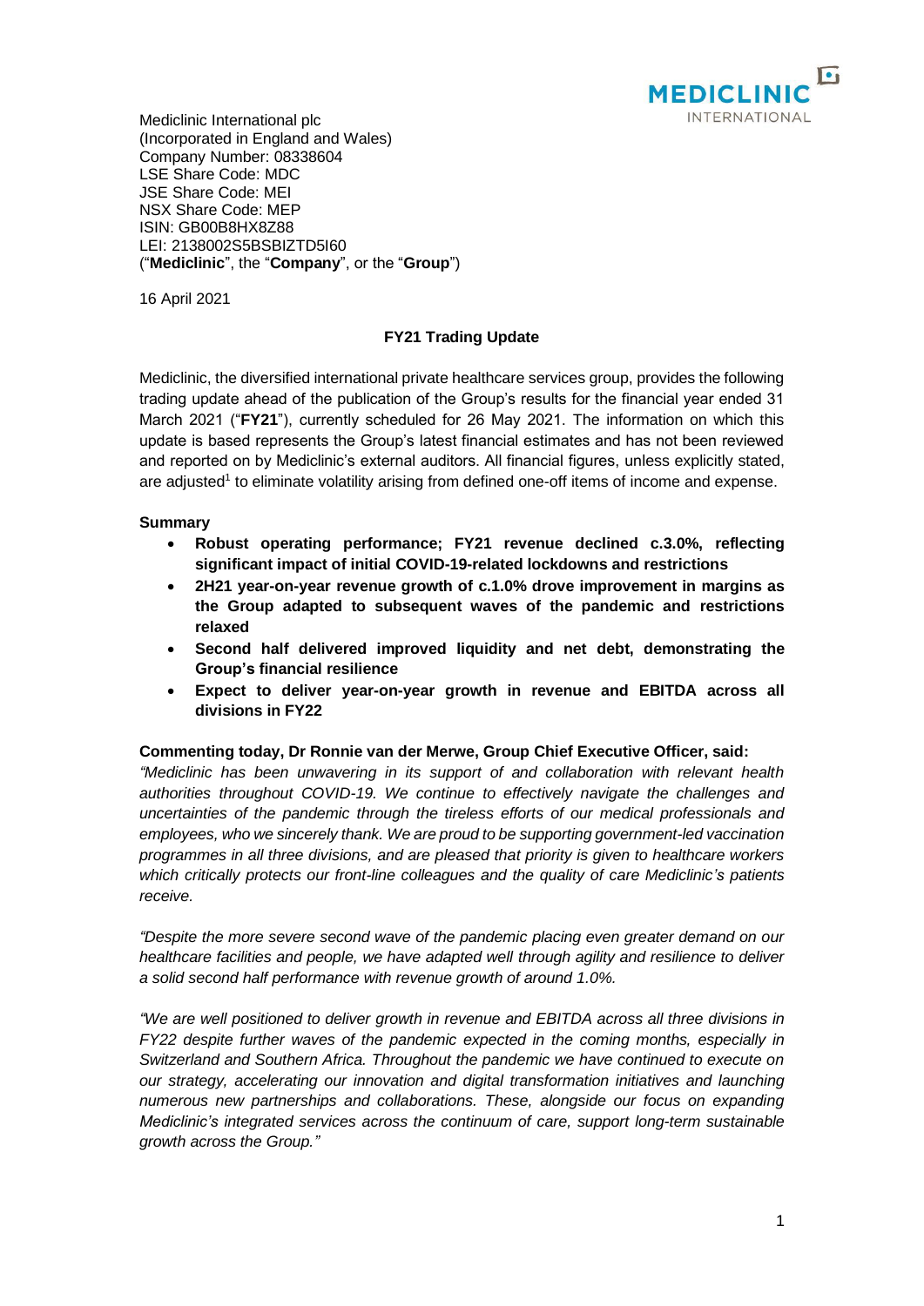Mediclinic International plc
(Incorporated in England and Wales)
Company Number: 08338604
LSE Share Code: MDC
JSE Share Code: MEI
NSX Share Code: MEP
ISIN: GB00B8HX8Z88
LEI: 2138002S5BSBIZTD5I60
("**Mediclinic**", the "**Company**", or the "**Group**")

16 April 2021

## FY21 Trading Update

Mediclinic, the diversified international private healthcare services group, provides the following trading update ahead of the publication of the Group's results for the financial year ended 31 March 2021 ("**FY21**"), currently scheduled for 26 May 2021. The information on which this update is based represents the Group's latest financial estimates and has not been reviewed and reported on by Mediclinic's external auditors. All financial figures, unless explicitly stated, are adjusted[1] to eliminate volatility arising from defined one-off items of income and expense.

### Summary

- **Robust operating performance; FY21 revenue declined c.3.0%, reflecting significant impact of initial COVID-19-related lockdowns and restrictions**
- **2H21 year-on-year revenue growth of c.1.0% drove improvement in margins as the Group adapted to subsequent waves of the pandemic and restrictions relaxed**
- **Second half delivered improved liquidity and net debt, demonstrating the Group's financial resilience**
- **Expect to deliver year-on-year growth in revenue and EBITDA across all divisions in FY22**

**Commenting today, Dr Ronnie van der Merwe, Group Chief Executive Officer, said:**

*"Mediclinic has been unwavering in its support of and collaboration with relevant health authorities throughout COVID-19. We continue to effectively navigate the challenges and uncertainties of the pandemic through the tireless efforts of our medical professionals and employees, who we sincerely thank. We are proud to be supporting government-led vaccination programmes in all three divisions, and are pleased that priority is given to healthcare workers which critically protects our front-line colleagues and the quality of care Mediclinic's patients receive.*

*"Despite the more severe second wave of the pandemic placing even greater demand on our healthcare facilities and people, we have adapted well through agility and resilience to deliver a solid second half performance with revenue growth of around 1.0%.*

*"We are well positioned to deliver growth in revenue and EBITDA across all three divisions in FY22 despite further waves of the pandemic expected in the coming months, especially in Switzerland and Southern Africa. Throughout the pandemic we have continued to execute on our strategy, accelerating our innovation and digital transformation initiatives and launching numerous new partnerships and collaborations. These, alongside our focus on expanding Mediclinic's integrated services across the continuum of care, support long-term sustainable growth across the Group."*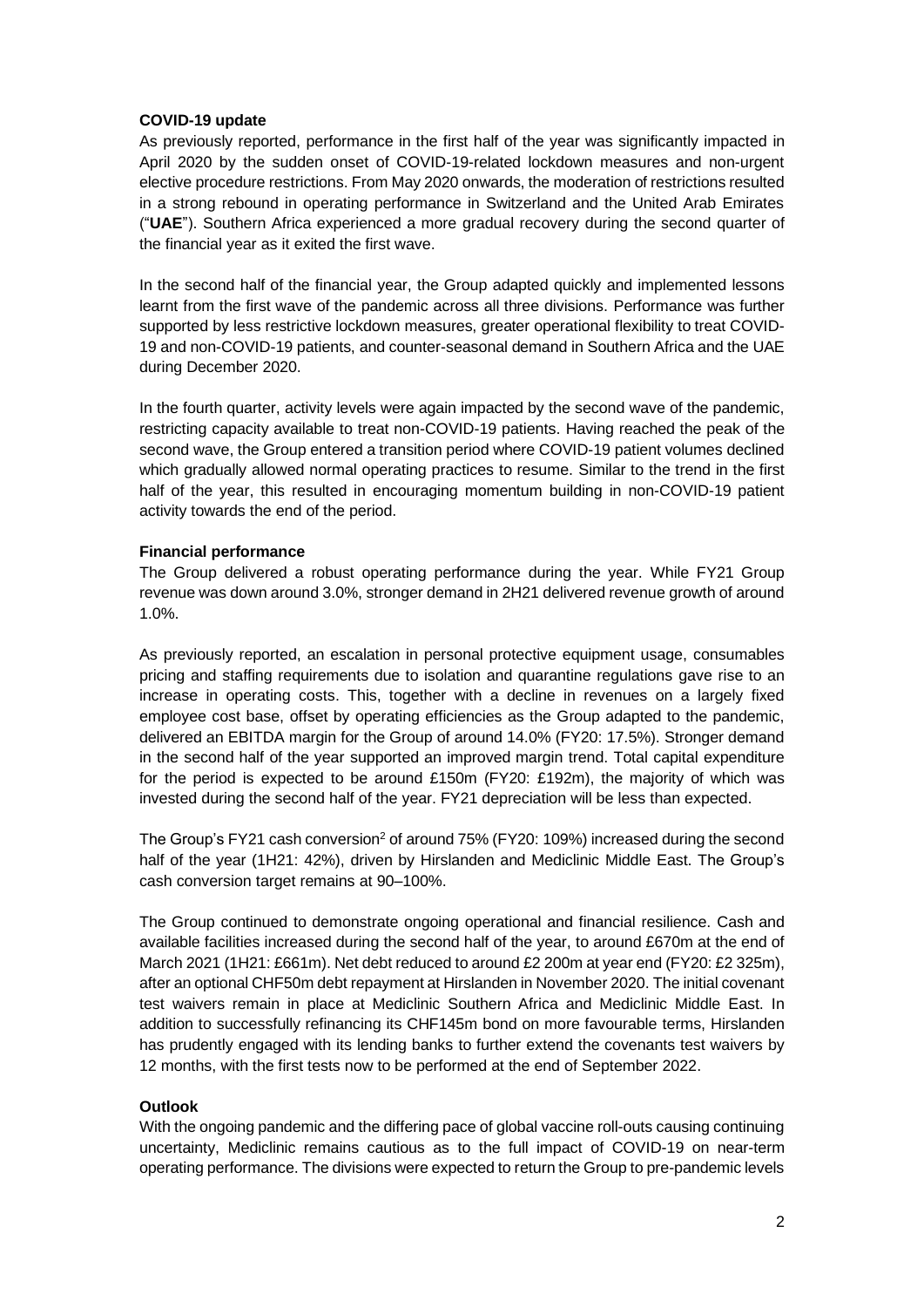**COVID-19 update**

As previously reported, performance in the first half of the year was significantly impacted in April 2020 by the sudden onset of COVID-19-related lockdown measures and non-urgent elective procedure restrictions. From May 2020 onwards, the moderation of restrictions resulted in a strong rebound in operating performance in Switzerland and the United Arab Emirates ("**UAE**"). Southern Africa experienced a more gradual recovery during the second quarter of the financial year as it exited the first wave.

In the second half of the financial year, the Group adapted quickly and implemented lessons learnt from the first wave of the pandemic across all three divisions. Performance was further supported by less restrictive lockdown measures, greater operational flexibility to treat COVID-19 and non-COVID-19 patients, and counter-seasonal demand in Southern Africa and the UAE during December 2020.

In the fourth quarter, activity levels were again impacted by the second wave of the pandemic, restricting capacity available to treat non-COVID-19 patients. Having reached the peak of the second wave, the Group entered a transition period where COVID-19 patient volumes declined which gradually allowed normal operating practices to resume. Similar to the trend in the first half of the year, this resulted in encouraging momentum building in non-COVID-19 patient activity towards the end of the period.

**Financial performance**

The Group delivered a robust operating performance during the year. While FY21 Group revenue was down around 3.0%, stronger demand in 2H21 delivered revenue growth of around 1.0%.

As previously reported, an escalation in personal protective equipment usage, consumables pricing and staffing requirements due to isolation and quarantine regulations gave rise to an increase in operating costs. This, together with a decline in revenues on a largely fixed employee cost base, offset by operating efficiencies as the Group adapted to the pandemic, delivered an EBITDA margin for the Group of around 14.0% (FY20: 17.5%). Stronger demand in the second half of the year supported an improved margin trend. Total capital expenditure for the period is expected to be around £150m (FY20: £192m), the majority of which was invested during the second half of the year. FY21 depreciation will be less than expected.

The Group's FY21 cash conversion[2] of around 75% (FY20: 109%) increased during the second half of the year (1H21: 42%), driven by Hirslanden and Mediclinic Middle East. The Group's cash conversion target remains at 90–100%.

The Group continued to demonstrate ongoing operational and financial resilience. Cash and available facilities increased during the second half of the year, to around £670m at the end of March 2021 (1H21: £661m). Net debt reduced to around £2 200m at year end (FY20: £2 325m), after an optional CHF50m debt repayment at Hirslanden in November 2020. The initial covenant test waivers remain in place at Mediclinic Southern Africa and Mediclinic Middle East. In addition to successfully refinancing its CHF145m bond on more favourable terms, Hirslanden has prudently engaged with its lending banks to further extend the covenants test waivers by 12 months, with the first tests now to be performed at the end of September 2022.

**Outlook**

With the ongoing pandemic and the differing pace of global vaccine roll-outs causing continuing uncertainty, Mediclinic remains cautious as to the full impact of COVID-19 on near-term operating performance. The divisions were expected to return the Group to pre-pandemic levels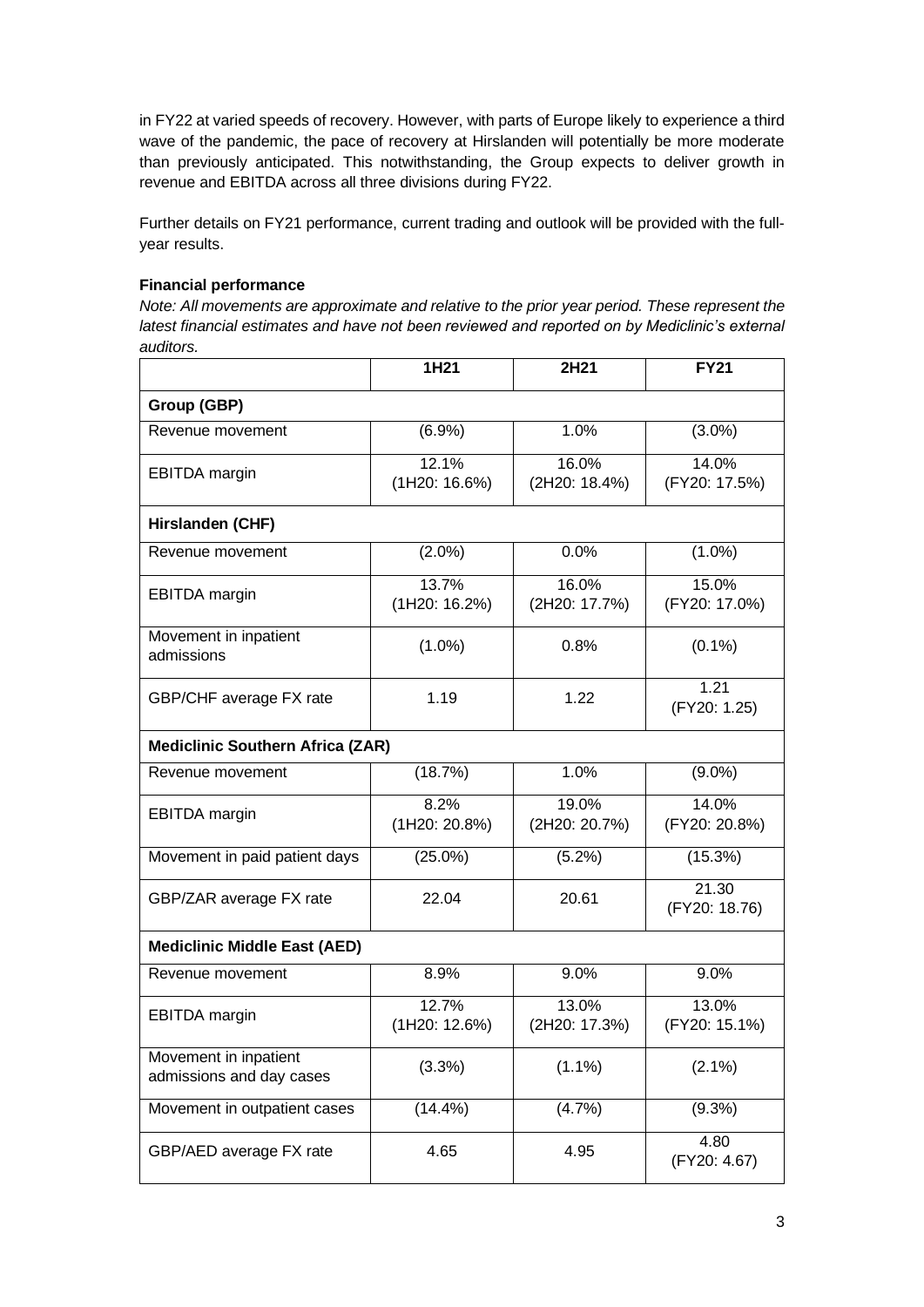in FY22 at varied speeds of recovery. However, with parts of Europe likely to experience a third wave of the pandemic, the pace of recovery at Hirslanden will potentially be more moderate than previously anticipated. This notwithstanding, the Group expects to deliver growth in revenue and EBITDA across all three divisions during FY22.

Further details on FY21 performance, current trading and outlook will be provided with the full-year results.

**Financial performance**

*Note: All movements are approximate and relative to the prior year period. These represent the latest financial estimates and have not been reviewed and reported on by Mediclinic's external auditors.*

| | 1H21 | 2H21 | FY21 |
|---|---|---|---|
| **Group (GBP)** | | | |
| Revenue movement | (6.9%) | 1.0% | (3.0%) |
| EBITDA margin | 12.1% (1H20: 16.6%) | 16.0% (2H20: 18.4%) | 14.0% (FY20: 17.5%) |
| **Hirslanden (CHF)** | | | |
| Revenue movement | (2.0%) | 0.0% | (1.0%) |
| EBITDA margin | 13.7% (1H20: 16.2%) | 16.0% (2H20: 17.7%) | 15.0% (FY20: 17.0%) |
| Movement in inpatient admissions | (1.0%) | 0.8% | (0.1%) |
| GBP/CHF average FX rate | 1.19 | 1.22 | 1.21 (FY20: 1.25) |
| **Mediclinic Southern Africa (ZAR)** | | | |
| Revenue movement | (18.7%) | 1.0% | (9.0%) |
| EBITDA margin | 8.2% (1H20: 20.8%) | 19.0% (2H20: 20.7%) | 14.0% (FY20: 20.8%) |
| Movement in paid patient days | (25.0%) | (5.2%) | (15.3%) |
| GBP/ZAR average FX rate | 22.04 | 20.61 | 21.30 (FY20: 18.76) |
| **Mediclinic Middle East (AED)** | | | |
| Revenue movement | 8.9% | 9.0% | 9.0% |
| EBITDA margin | 12.7% (1H20: 12.6%) | 13.0% (2H20: 17.3%) | 13.0% (FY20: 15.1%) |
| Movement in inpatient admissions and day cases | (3.3%) | (1.1%) | (2.1%) |
| Movement in outpatient cases | (14.4%) | (4.7%) | (9.3%) |
| GBP/AED average FX rate | 4.65 | 4.95 | 4.80 (FY20: 4.67) |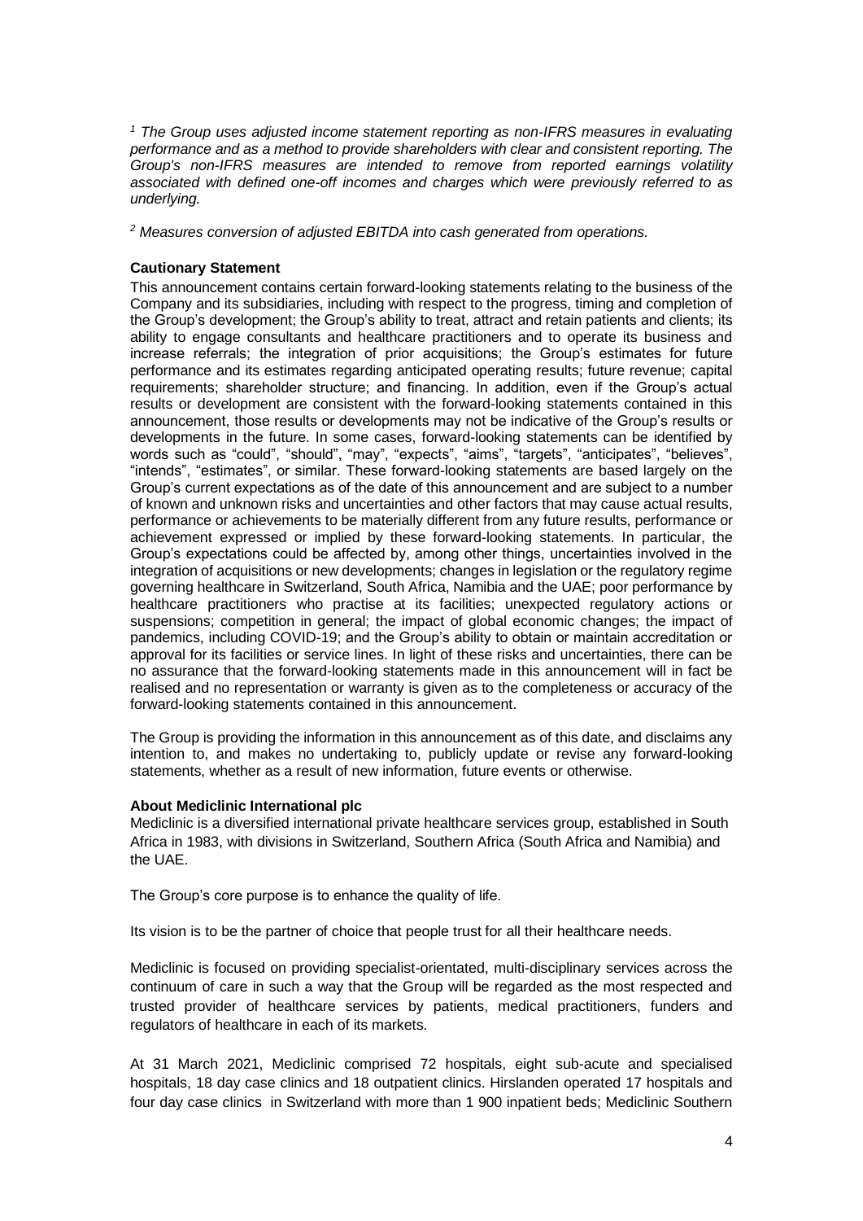*[1] The Group uses adjusted income statement reporting as non-IFRS measures in evaluating performance and as a method to provide shareholders with clear and consistent reporting. The Group's non-IFRS measures are intended to remove from reported earnings volatility associated with defined one-off incomes and charges which were previously referred to as underlying.*

*[2] Measures conversion of adjusted EBITDA into cash generated from operations.*

**Cautionary Statement**

This announcement contains certain forward-looking statements relating to the business of the Company and its subsidiaries, including with respect to the progress, timing and completion of the Group's development; the Group's ability to treat, attract and retain patients and clients; its ability to engage consultants and healthcare practitioners and to operate its business and increase referrals; the integration of prior acquisitions; the Group's estimates for future performance and its estimates regarding anticipated operating results; future revenue; capital requirements; shareholder structure; and financing. In addition, even if the Group's actual results or development are consistent with the forward-looking statements contained in this announcement, those results or developments may not be indicative of the Group's results or developments in the future. In some cases, forward-looking statements can be identified by words such as "could", "should", "may", "expects", "aims", "targets", "anticipates", "believes", "intends", "estimates", or similar. These forward-looking statements are based largely on the Group's current expectations as of the date of this announcement and are subject to a number of known and unknown risks and uncertainties and other factors that may cause actual results, performance or achievements to be materially different from any future results, performance or achievement expressed or implied by these forward-looking statements. In particular, the Group's expectations could be affected by, among other things, uncertainties involved in the integration of acquisitions or new developments; changes in legislation or the regulatory regime governing healthcare in Switzerland, South Africa, Namibia and the UAE; poor performance by healthcare practitioners who practise at its facilities; unexpected regulatory actions or suspensions; competition in general; the impact of global economic changes; the impact of pandemics, including COVID-19; and the Group's ability to obtain or maintain accreditation or approval for its facilities or service lines. In light of these risks and uncertainties, there can be no assurance that the forward-looking statements made in this announcement will in fact be realised and no representation or warranty is given as to the completeness or accuracy of the forward-looking statements contained in this announcement.

The Group is providing the information in this announcement as of this date, and disclaims any intention to, and makes no undertaking to, publicly update or revise any forward-looking statements, whether as a result of new information, future events or otherwise.

**About Mediclinic International plc**

Mediclinic is a diversified international private healthcare services group, established in South Africa in 1983, with divisions in Switzerland, Southern Africa (South Africa and Namibia) and the UAE.

The Group's core purpose is to enhance the quality of life.

Its vision is to be the partner of choice that people trust for all their healthcare needs.

Mediclinic is focused on providing specialist-orientated, multi-disciplinary services across the continuum of care in such a way that the Group will be regarded as the most respected and trusted provider of healthcare services by patients, medical practitioners, funders and regulators of healthcare in each of its markets.

At 31 March 2021, Mediclinic comprised 72 hospitals, eight sub-acute and specialised hospitals, 18 day case clinics and 18 outpatient clinics. Hirslanden operated 17 hospitals and four day case clinics in Switzerland with more than 1 900 inpatient beds; Mediclinic Southern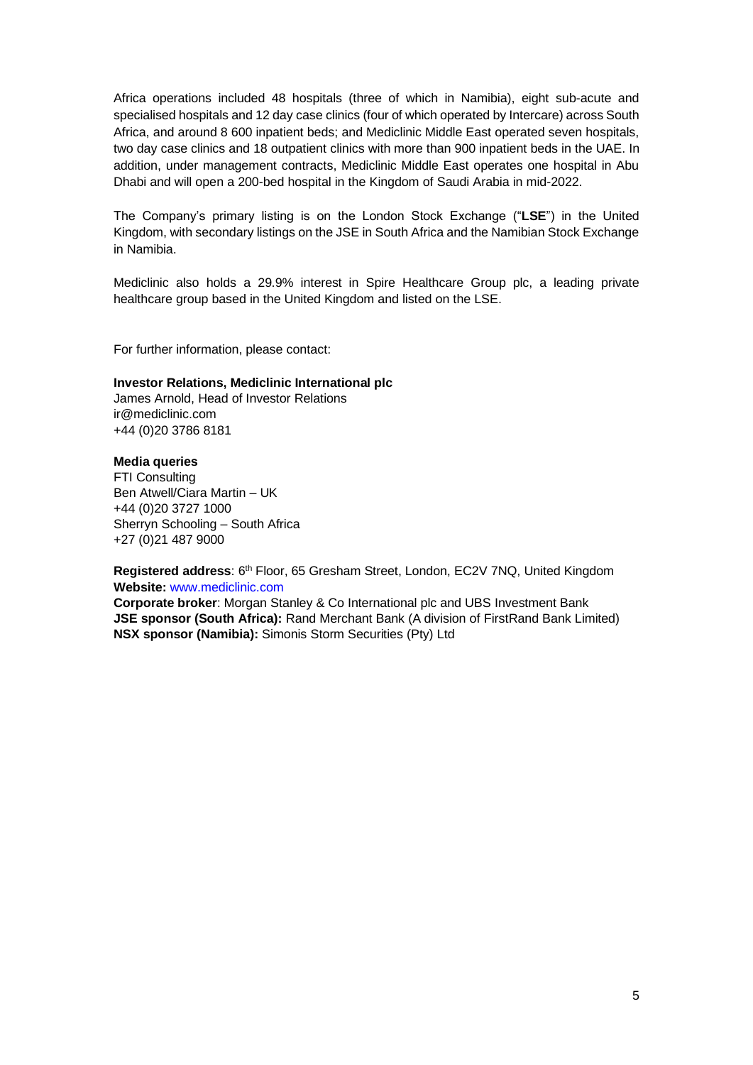Africa operations included 48 hospitals (three of which in Namibia), eight sub-acute and specialised hospitals and 12 day case clinics (four of which operated by Intercare) across South Africa, and around 8 600 inpatient beds; and Mediclinic Middle East operated seven hospitals, two day case clinics and 18 outpatient clinics with more than 900 inpatient beds in the UAE. In addition, under management contracts, Mediclinic Middle East operates one hospital in Abu Dhabi and will open a 200-bed hospital in the Kingdom of Saudi Arabia in mid-2022.

The Company's primary listing is on the London Stock Exchange ("**LSE**") in the United Kingdom, with secondary listings on the JSE in South Africa and the Namibian Stock Exchange in Namibia.

Mediclinic also holds a 29.9% interest in Spire Healthcare Group plc, a leading private healthcare group based in the United Kingdom and listed on the LSE.

For further information, please contact:

**Investor Relations, Mediclinic International plc**
James Arnold, Head of Investor Relations
ir@mediclinic.com
+44 (0)20 3786 8181

**Media queries**
FTI Consulting
Ben Atwell/Ciara Martin – UK
+44 (0)20 3727 1000
Sherryn Schooling – South Africa
+27 (0)21 487 9000

**Registered address**: 6th Floor, 65 Gresham Street, London, EC2V 7NQ, United Kingdom
**Website:** www.mediclinic.com
**Corporate broker**: Morgan Stanley & Co International plc and UBS Investment Bank
**JSE sponsor (South Africa):** Rand Merchant Bank (A division of FirstRand Bank Limited)
**NSX sponsor (Namibia):** Simonis Storm Securities (Pty) Ltd